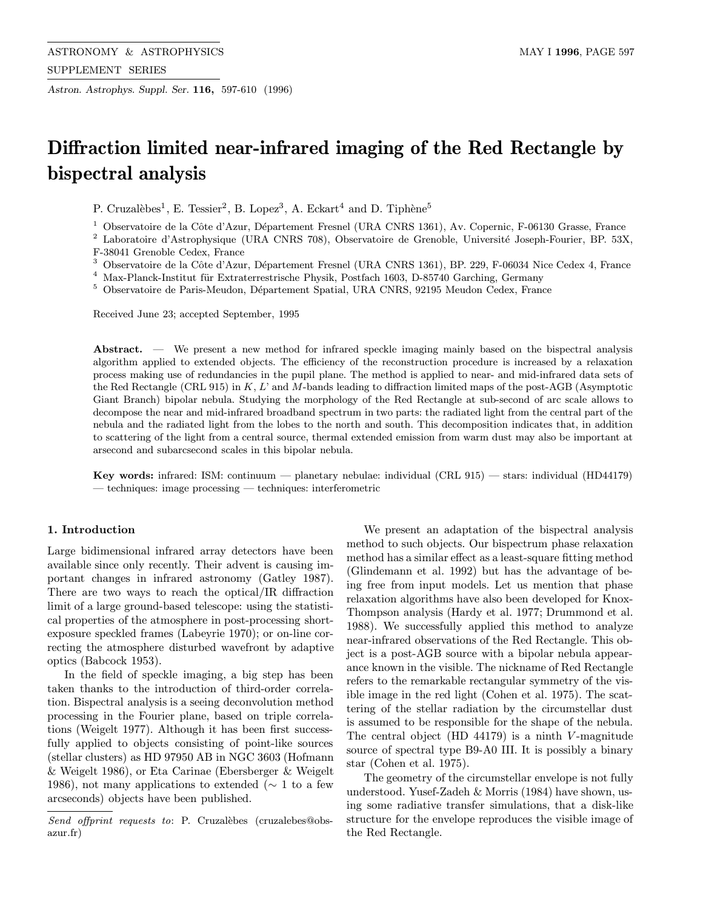# Diffraction limited near-infrared imaging of the Red Rectangle by bispectral analysis

P. Cruzalèbes[1], E. Tessier[2], B. Lopez[3], A. Eckart[4] and D. Tiphène[5]

[1] Observatoire de la Côte d'Azur, Département Fresnel (URA CNRS 1361), Av. Copernic, F-06130 Grasse, France
[2] Laboratoire d'Astrophysique (URA CNRS 708), Observatoire de Grenoble, Université Joseph-Fourier, BP. 53X, F-38041 Grenoble Cedex, France
[3] Observatoire de la Côte d'Azur, Département Fresnel (URA CNRS 1361), BP. 229, F-06034 Nice Cedex 4, France
[4] Max-Planck-Institut für Extraterrestrische Physik, Postfach 1603, D-85740 Garching, Germany
[5] Observatoire de Paris-Meudon, Département Spatial, URA CNRS, 92195 Meudon Cedex, France

Received June 23; accepted September, 1995

**Abstract.** — We present a new method for infrared speckle imaging mainly based on the bispectral analysis algorithm applied to extended objects. The efficiency of the reconstruction procedure is increased by a relaxation process making use of redundancies in the pupil plane. The method is applied to near- and mid-infrared data sets of the Red Rectangle (CRL 915) in $K$, $L'$ and $M$-bands leading to diffraction limited maps of the post-AGB (Asymptotic Giant Branch) bipolar nebula. Studying the morphology of the Red Rectangle at sub-second of arc scale allows to decompose the near and mid-infrared broadband spectrum in two parts: the radiated light from the central part of the nebula and the radiated light from the lobes to the north and south. This decomposition indicates that, in addition to scattering of the light from a central source, thermal extended emission from warm dust may also be important at arsecond and subarcsecond scales in this bipolar nebula.

**Key words:** infrared: ISM: continuum — planetary nebulae: individual (CRL 915) — stars: individual (HD44179) — techniques: image processing — techniques: interferometric

## 1. Introduction

Large bidimensional infrared array detectors have been available since only recently. Their advent is causing important changes in infrared astronomy (Gatley 1987). There are two ways to reach the optical/IR diffraction limit of a large ground-based telescope: using the statistical properties of the atmosphere in post-processing short-exposure speckled frames (Labeyrie 1970); or on-line correcting the atmosphere disturbed wavefront by adaptive optics (Babcock 1953).

In the field of speckle imaging, a big step has been taken thanks to the introduction of third-order correlation. Bispectral analysis is a seeing deconvolution method processing in the Fourier plane, based on triple correlations (Weigelt 1977). Although it has been first successfully applied to objects consisting of point-like sources (stellar clusters) as HD 97950 AB in NGC 3603 (Hofmann & Weigelt 1986), or Eta Carinae (Ebersberger & Weigelt 1986), not many applications to extended (∼ 1 to a few arcseconds) objects have been published.

We present an adaptation of the bispectral analysis method to such objects. Our bispectrum phase relaxation method has a similar effect as a least-square fitting method (Glindemann et al. 1992) but has the advantage of being free from input models. Let us mention that phase relaxation algorithms have also been developed for Knox-Thompson analysis (Hardy et al. 1977; Drummond et al. 1988). We successfully applied this method to analyze near-infrared observations of the Red Rectangle. This object is a post-AGB source with a bipolar nebula appearance known in the visible. The nickname of Red Rectangle refers to the remarkable rectangular symmetry of the visible image in the red light (Cohen et al. 1975). The scattering of the stellar radiation by the circumstellar dust is assumed to be responsible for the shape of the nebula. The central object (HD 44179) is a ninth $V$-magnitude source of spectral type B9-A0 III. It is possibly a binary star (Cohen et al. 1975).

The geometry of the circumstellar envelope is not fully understood. Yusef-Zadeh & Morris (1984) have shown, using some radiative transfer simulations, that a disk-like structure for the envelope reproduces the visible image of the Red Rectangle.

*Send offprint requests to*: P. Cruzalèbes (cruzalebes@obs-azur.fr)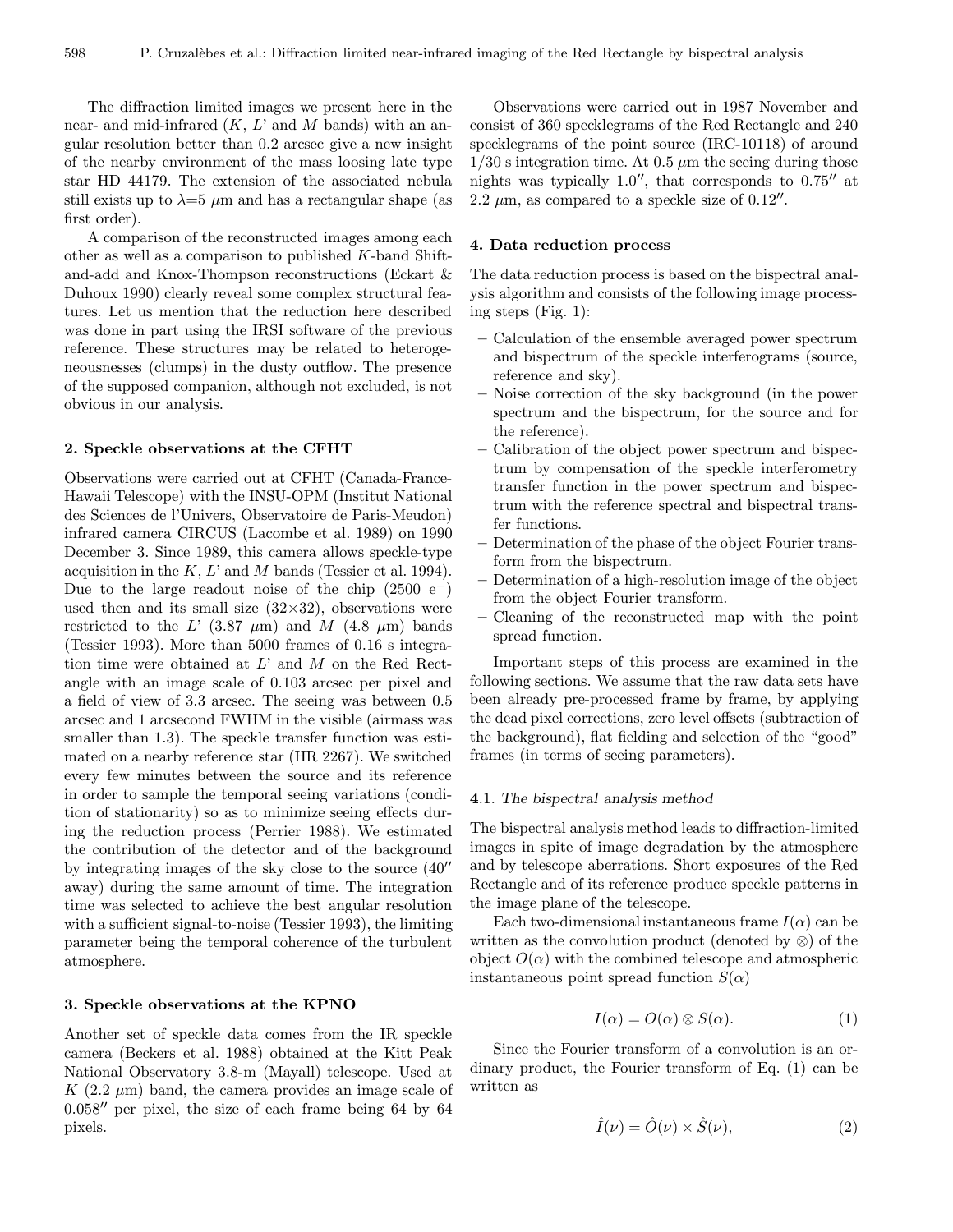The diffraction limited images we present here in the near- and mid-infrared ($K$, $L$' and $M$ bands) with an angular resolution better than 0.2 arcsec give a new insight of the nearby environment of the mass loosing late type star HD 44179. The extension of the associated nebula still exists up to $\lambda$=5 $\mu$m and has a rectangular shape (as first order).

A comparison of the reconstructed images among each other as well as a comparison to published $K$-band Shift-and-add and Knox-Thompson reconstructions (Eckart & Duhoux 1990) clearly reveal some complex structural features. Let us mention that the reduction here described was done in part using the IRSI software of the previous reference. These structures may be related to heterogeneousnesses (clumps) in the dusty outflow. The presence of the supposed companion, although not excluded, is not obvious in our analysis.

## 2. Speckle observations at the CFHT

Observations were carried out at CFHT (Canada-France-Hawaii Telescope) with the INSU-OPM (Institut National des Sciences de l'Univers, Observatoire de Paris-Meudon) infrared camera CIRCUS (Lacombe et al. 1989) on 1990 December 3. Since 1989, this camera allows speckle-type acquisition in the $K$, $L$' and $M$ bands (Tessier et al. 1994). Due to the large readout noise of the chip (2500 $e^-$) used then and its small size (32×32), observations were restricted to the $L$' (3.87 $\mu$m) and $M$ (4.8 $\mu$m) bands (Tessier 1993). More than 5000 frames of 0.16 s integration time were obtained at $L$' and $M$ on the Red Rectangle with an image scale of 0.103 arcsec per pixel and a field of view of 3.3 arcsec. The seeing was between 0.5 arcsec and 1 arcsecond FWHM in the visible (airmass was smaller than 1.3). The speckle transfer function was estimated on a nearby reference star (HR 2267). We switched every few minutes between the source and its reference in order to sample the temporal seeing variations (condition of stationarity) so as to minimize seeing effects during the reduction process (Perrier 1988). We estimated the contribution of the detector and of the background by integrating images of the sky close to the source (40″ away) during the same amount of time. The integration time was selected to achieve the best angular resolution with a sufficient signal-to-noise (Tessier 1993), the limiting parameter being the temporal coherence of the turbulent atmosphere.

## 3. Speckle observations at the KPNO

Another set of speckle data comes from the IR speckle camera (Beckers et al. 1988) obtained at the Kitt Peak National Observatory 3.8-m (Mayall) telescope. Used at $K$ (2.2 $\mu$m) band, the camera provides an image scale of 0.058″ per pixel, the size of each frame being 64 by 64 pixels.

Observations were carried out in 1987 November and consist of 360 specklegrams of the Red Rectangle and 240 specklegrams of the point source (IRC-10118) of around 1/30 s integration time. At 0.5 $\mu$m the seeing during those nights was typically 1.0″, that corresponds to 0.75″ at 2.2 $\mu$m, as compared to a speckle size of 0.12″.

## 4. Data reduction process

The data reduction process is based on the bispectral analysis algorithm and consists of the following image processing steps (Fig. 1):

- Calculation of the ensemble averaged power spectrum and bispectrum of the speckle interferograms (source, reference and sky).
- Noise correction of the sky background (in the power spectrum and the bispectrum, for the source and for the reference).
- Calibration of the object power spectrum and bispectrum by compensation of the speckle interferometry transfer function in the power spectrum and bispectrum with the reference spectral and bispectral transfer functions.
- Determination of the phase of the object Fourier transform from the bispectrum.
- Determination of a high-resolution image of the object from the object Fourier transform.
- Cleaning of the reconstructed map with the point spread function.

Important steps of this process are examined in the following sections. We assume that the raw data sets have been already pre-processed frame by frame, by applying the dead pixel corrections, zero level offsets (subtraction of the background), flat fielding and selection of the "good" frames (in terms of seeing parameters).

### 4.1. *The bispectral analysis method*

The bispectral analysis method leads to diffraction-limited images in spite of image degradation by the atmosphere and by telescope aberrations. Short exposures of the Red Rectangle and of its reference produce speckle patterns in the image plane of the telescope.

Each two-dimensional instantaneous frame $I(\alpha)$ can be written as the convolution product (denoted by $\otimes$) of the object $O(\alpha)$ with the combined telescope and atmospheric instantaneous point spread function $S(\alpha)$

$$I(\alpha) = O(\alpha) \otimes S(\alpha). \tag{1}$$

Since the Fourier transform of a convolution is an ordinary product, the Fourier transform of Eq. (1) can be written as

$$\hat{I}(\nu) = \hat{O}(\nu) \times \hat{S}(\nu), \tag{2}$$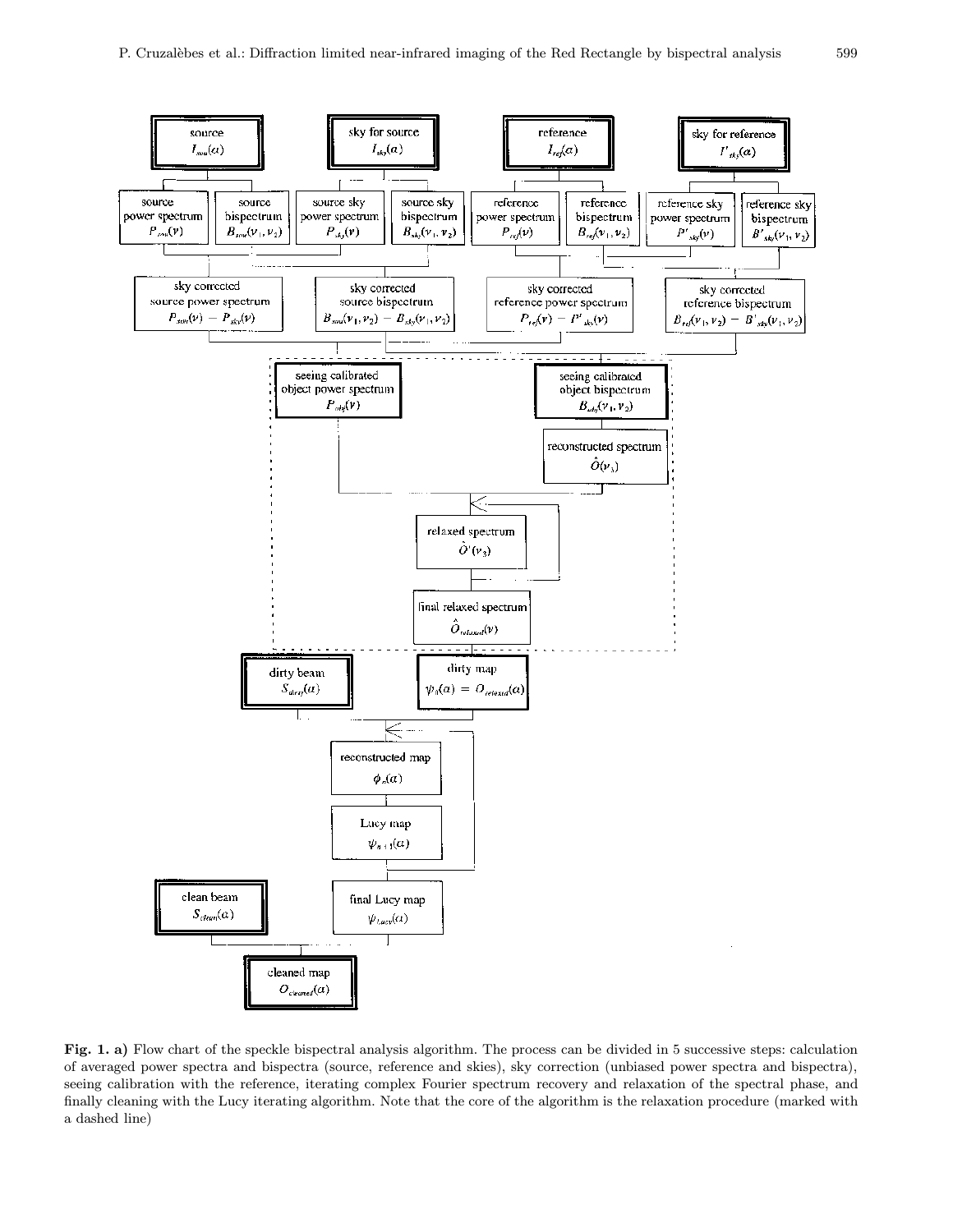source $I_{sou}(\alpha)$

sky for source $I_{sky}(\alpha)$

reference $I_{ref}(\alpha)$

sky for reference $I'_{sky}(\alpha)$

source power spectrum $P_{sou}(\nu)$

source bispectrum $B_{sou}(\nu_1, \nu_2)$

source sky power spectrum $P_{sky}(\nu)$

source sky bispectrum $B_{sky}(\nu_1, \nu_2)$

reference power spectrum $P_{ref}(\nu)$

reference bispectrum $B_{ref}(\nu_1, \nu_2)$

reference sky power spectrum $P'_{sky}(\nu)$

reference sky bispectrum $B'_{sky}(\nu_1, \nu_2)$

sky corrected source power spectrum $P_{sou}(\nu) - P_{sky}(\nu)$

sky corrected source bispectrum $B_{sou}(\nu_1, \nu_2) - B_{sky}(\nu_1, \nu_2)$

sky corrected reference power spectrum $P_{ref}(\nu) - P'_{sky}(\nu)$

sky corrected reference bispectrum $B_{ref}(\nu_1, \nu_2) - B'_{sky}(\nu_1, \nu_2)$

seeing calibrated object power spectrum $P_{obj}(\nu)$

seeing calibrated object bispectrum $B_{obj}(\nu_1, \nu_2)$

reconstructed spectrum $\hat{O}(\nu_3)$

relaxed spectrum $\hat{O}'(\nu_3)$

final relaxed spectrum $\hat{O}_{relaxed}(\nu)$

dirty beam $S_{dirty}(\alpha)$

dirty map $\psi_0(\alpha) = O_{relaxed}(\alpha)$

reconstructed map $\phi_n(\alpha)$

Lucy map $\psi_{n+1}(\alpha)$

clean beam $S_{clean}(\alpha)$

final Lucy map $\psi_{Lucy}(\alpha)$

cleaned map $O_{cleaned}(\alpha)$

**Fig. 1. a)** Flow chart of the speckle bispectral analysis algorithm. The process can be divided in 5 successive steps: calculation of averaged power spectra and bispectra (source, reference and skies), sky correction (unbiased power spectra and bispectra), seeing calibration with the reference, iterating complex Fourier spectrum recovery and relaxation of the spectral phase, and finally cleaning with the Lucy iterating algorithm. Note that the core of the algorithm is the relaxation procedure (marked with a dashed line)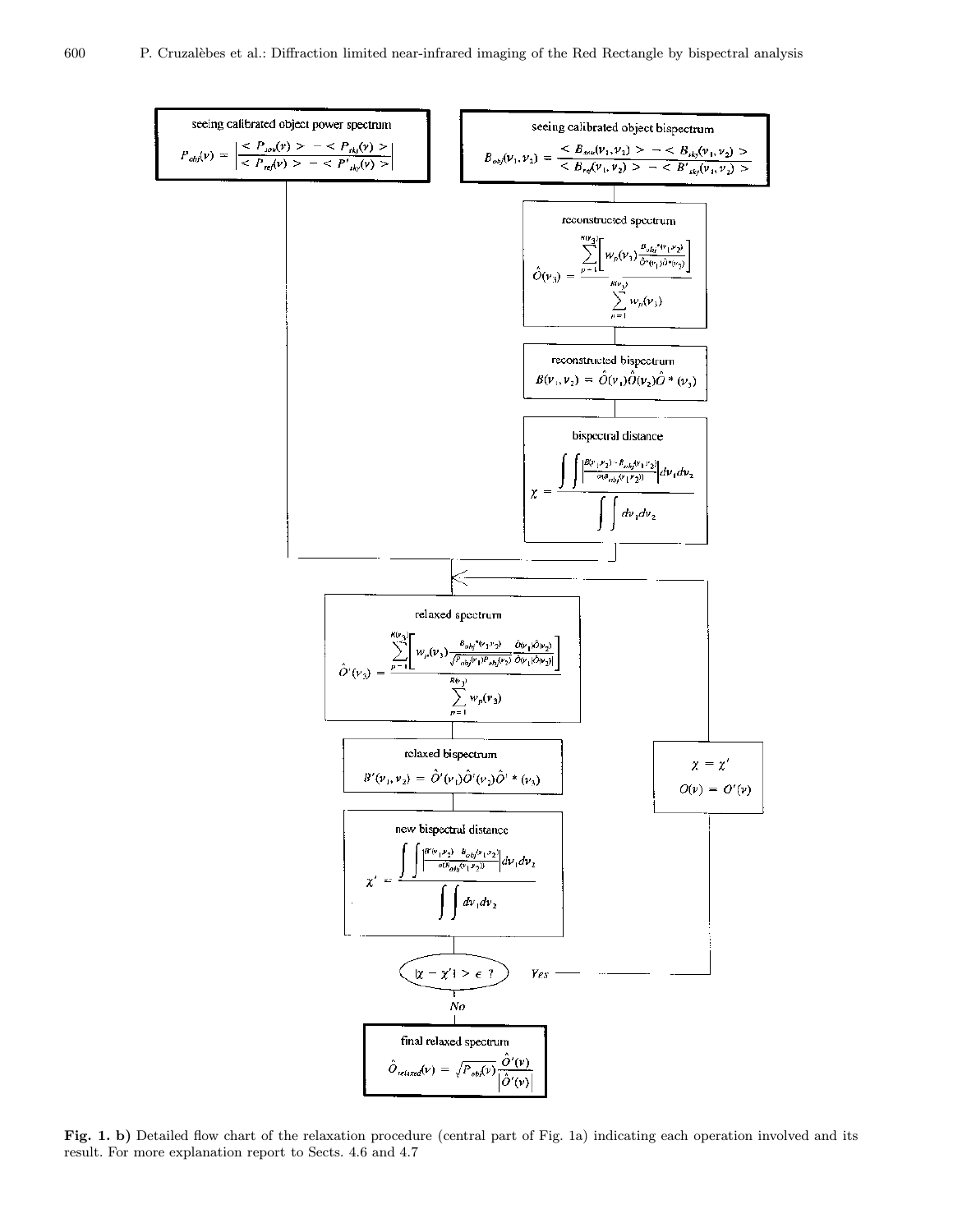seeing calibrated object power spectrum

$$P_{obj}(\nu) = \left| \frac{< P_{sou}(\nu) > - < P_{sky}(\nu) >}{< P_{ref}(\nu) > - < P'_{sky}(\nu) >} \right|$$

seeing calibrated object bispectrum

$$B_{obj}(\nu_1, \nu_2) = \frac{< B_{sou}(\nu_1, \nu_2) > - < B_{sky}(\nu_1, \nu_2) >}{< B_{ref}(\nu_1, \nu_2) > - < B'_{sky}(\nu_1, \nu_2) >}$$

reconstructed spectrum

$$\hat{O}(\nu_3) = \frac{\sum_{p=1}^{R(\nu_3)} \left[ w_p(\nu_3) \frac{B_{obj}{}^*(\nu_1, \nu_2)}{\hat{O}^*(\nu_1)\hat{O}^*(\nu_2)} \right]}{\sum_{p=1}^{R(\nu_3)} w_p(\nu_3)}$$

reconstructed bispectrum

$$B(\nu_1, \nu_2) = \hat{O}(\nu_1)\hat{O}(\nu_2)\hat{O}^*(\nu_3)$$

bispectral distance

$$\chi = \frac{\int\int \left| \frac{B(\nu_1, \nu_2) - B_{obj}(\nu_1, \nu_2)}{\sigma(B_{obj}(\nu_1, \nu_2))} \right| d\nu_1 d\nu_2}{\int\int d\nu_1 d\nu_2}$$

relaxed spectrum

$$\hat{O}'(\nu_3) = \frac{\sum_{p=1}^{R(\nu_3)} \left[ w_p(\nu_3) \frac{B_{obj}{}^*(\nu_1, \nu_2)}{\sqrt{P_{obj}(\nu_1)P_{obj}(\nu_2)}} \frac{\hat{O}(\nu_1)\hat{O}(\nu_2)}{|\hat{O}(\nu_1)\hat{O}(\nu_2)|} \right]}{\sum_{p=1}^{R(\nu_3)} w_p(\nu_3)}$$

relaxed bispectrum

$$B'(\nu_1, \nu_2) = \hat{O}'(\nu_1)\hat{O}'(\nu_2)\hat{O}'^*(\nu_3)$$

new bispectral distance

$$\chi' = \frac{\int\int \left| \frac{B'(\nu_1, \nu_2) - B_{obj}(\nu_1, \nu_2)}{\sigma(B_{obj}(\nu_1, \nu_2))} \right| d\nu_1 d\nu_2}{\int\int d\nu_1 d\nu_2}$$

$|\chi - \chi'| > \epsilon$ ?

Yes: $\chi = \chi'$, $O(\nu) = O'(\nu)$

No

final relaxed spectrum

$$\hat{O}_{relaxed}(\nu) = \sqrt{P_{obj}(\nu)} \frac{\hat{O}'(\nu)}{|\hat{O}'(\nu)|}$$

**Fig. 1. b)** Detailed flow chart of the relaxation procedure (central part of Fig. 1a) indicating each operation involved and its result. For more explanation report to Sects. 4.6 and 4.7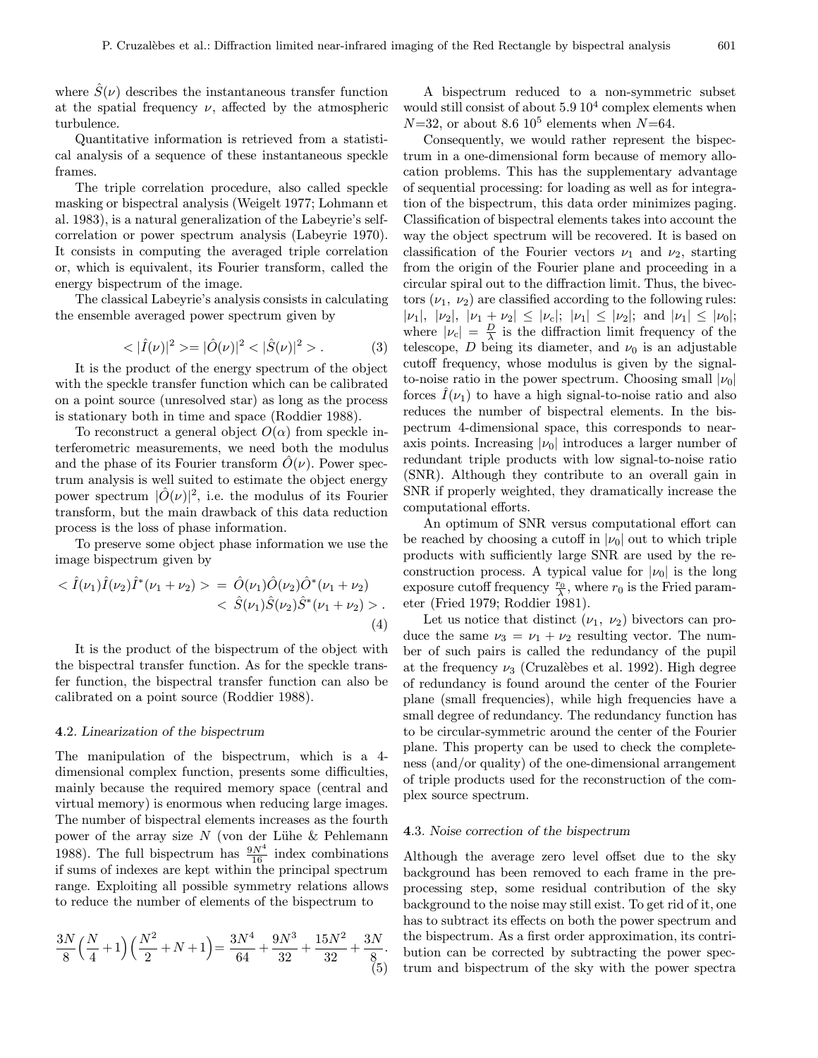where $\hat{S}(\nu)$ describes the instantaneous transfer function at the spatial frequency $\nu$, affected by the atmospheric turbulence.

Quantitative information is retrieved from a statistical analysis of a sequence of these instantaneous speckle frames.

The triple correlation procedure, also called speckle masking or bispectral analysis (Weigelt 1977; Lohmann et al. 1983), is a natural generalization of the Labeyrie's self-correlation or power spectrum analysis (Labeyrie 1970). It consists in computing the averaged triple correlation or, which is equivalent, its Fourier transform, called the energy bispectrum of the image.

The classical Labeyrie's analysis consists in calculating the ensemble averaged power spectrum given by

$$< |\hat{I}(\nu)|^2 >= |\hat{O}(\nu)|^2 < |\hat{S}(\nu)|^2 > . \tag{3}$$

It is the product of the energy spectrum of the object with the speckle transfer function which can be calibrated on a point source (unresolved star) as long as the process is stationary both in time and space (Roddier 1988).

To reconstruct a general object $O(\alpha)$ from speckle interferometric measurements, we need both the modulus and the phase of its Fourier transform $\hat{O}(\nu)$. Power spectrum analysis is well suited to estimate the object energy power spectrum $|\hat{O}(\nu)|^2$, i.e. the modulus of its Fourier transform, but the main drawback of this data reduction process is the loss of phase information.

To preserve some object phase information we use the image bispectrum given by

$$\begin{aligned} < \hat{I}(\nu_1)\hat{I}(\nu_2)\hat{I}^*(\nu_1+\nu_2) > \; &= \hat{O}(\nu_1)\hat{O}(\nu_2)\hat{O}^*(\nu_1+\nu_2) \\ &< \hat{S}(\nu_1)\hat{S}(\nu_2)\hat{S}^*(\nu_1+\nu_2) > . \end{aligned} \tag{4}$$

It is the product of the bispectrum of the object with the bispectral transfer function. As for the speckle transfer function, the bispectral transfer function can also be calibrated on a point source (Roddier 1988).

### 4.2. *Linearization of the bispectrum*

The manipulation of the bispectrum, which is a 4-dimensional complex function, presents some difficulties, mainly because the required memory space (central and virtual memory) is enormous when reducing large images. The number of bispectral elements increases as the fourth power of the array size $N$ (von der Lühe & Pehlemann 1988). The full bispectrum has $\frac{9N^4}{16}$ index combinations if sums of indexes are kept within the principal spectrum range. Exploiting all possible symmetry relations allows to reduce the number of elements of the bispectrum to

$$\frac{3N}{8}\Big(\frac{N}{4}+1\Big)\Big(\frac{N^2}{2}+N+1\Big)= \frac{3N^4}{64}+\frac{9N^3}{32}+\frac{15N^2}{32}+\frac{3N}{8}. \tag{5}$$

A bispectrum reduced to a non-symmetric subset would still consist of about $5.9\ 10^4$ complex elements when $N$=32, or about $8.6\ 10^5$ elements when $N$=64.

Consequently, we would rather represent the bispectrum in a one-dimensional form because of memory allocation problems. This has the supplementary advantage of sequential processing: for loading as well as for integration of the bispectrum, this data order minimizes paging. Classification of bispectral elements takes into account the way the object spectrum will be recovered. It is based on classification of the Fourier vectors $\nu_1$ and $\nu_2$, starting from the origin of the Fourier plane and proceeding in a circular spiral out to the diffraction limit. Thus, the bivectors ($\nu_1$, $\nu_2$) are classified according to the following rules: $|\nu_1|$, $|\nu_2|$, $|\nu_1+\nu_2| \le |\nu_c|$; $|\nu_1| \le |\nu_2|$; and $|\nu_1| \le |\nu_0|$; where $|\nu_c| = \frac{D}{\lambda}$ is the diffraction limit frequency of the telescope, $D$ being its diameter, and $\nu_0$ is an adjustable cutoff frequency, whose modulus is given by the signal-to-noise ratio in the power spectrum. Choosing small $|\nu_0|$ forces $\hat{I}(\nu_1)$ to have a high signal-to-noise ratio and also reduces the number of bispectral elements. In the bispectrum 4-dimensional space, this corresponds to near-axis points. Increasing $|\nu_0|$ introduces a larger number of redundant triple products with low signal-to-noise ratio (SNR). Although they contribute to an overall gain in SNR if properly weighted, they dramatically increase the computational efforts.

An optimum of SNR versus computational effort can be reached by choosing a cutoff in $|\nu_0|$ out to which triple products with sufficiently large SNR are used by the reconstruction process. A typical value for $|\nu_0|$ is the long exposure cutoff frequency $\frac{r_0}{\lambda}$, where $r_0$ is the Fried parameter (Fried 1979; Roddier 1981).

Let us notice that distinct ($\nu_1$, $\nu_2$) bivectors can produce the same $\nu_3 = \nu_1 + \nu_2$ resulting vector. The number of such pairs is called the redundancy of the pupil at the frequency $\nu_3$ (Cruzalèbes et al. 1992). High degree of redundancy is found around the center of the Fourier plane (small frequencies), while high frequencies have a small degree of redundancy. The redundancy function has to be circular-symmetric around the center of the Fourier plane. This property can be used to check the completeness (and/or quality) of the one-dimensional arrangement of triple products used for the reconstruction of the complex source spectrum.

### 4.3. *Noise correction of the bispectrum*

Although the average zero level offset due to the sky background has been removed to each frame in the preprocessing step, some residual contribution of the sky background to the noise may still exist. To get rid of it, one has to subtract its effects on both the power spectrum and the bispectrum. As a first order approximation, its contribution can be corrected by subtracting the power spectrum and bispectrum of the sky with the power spectra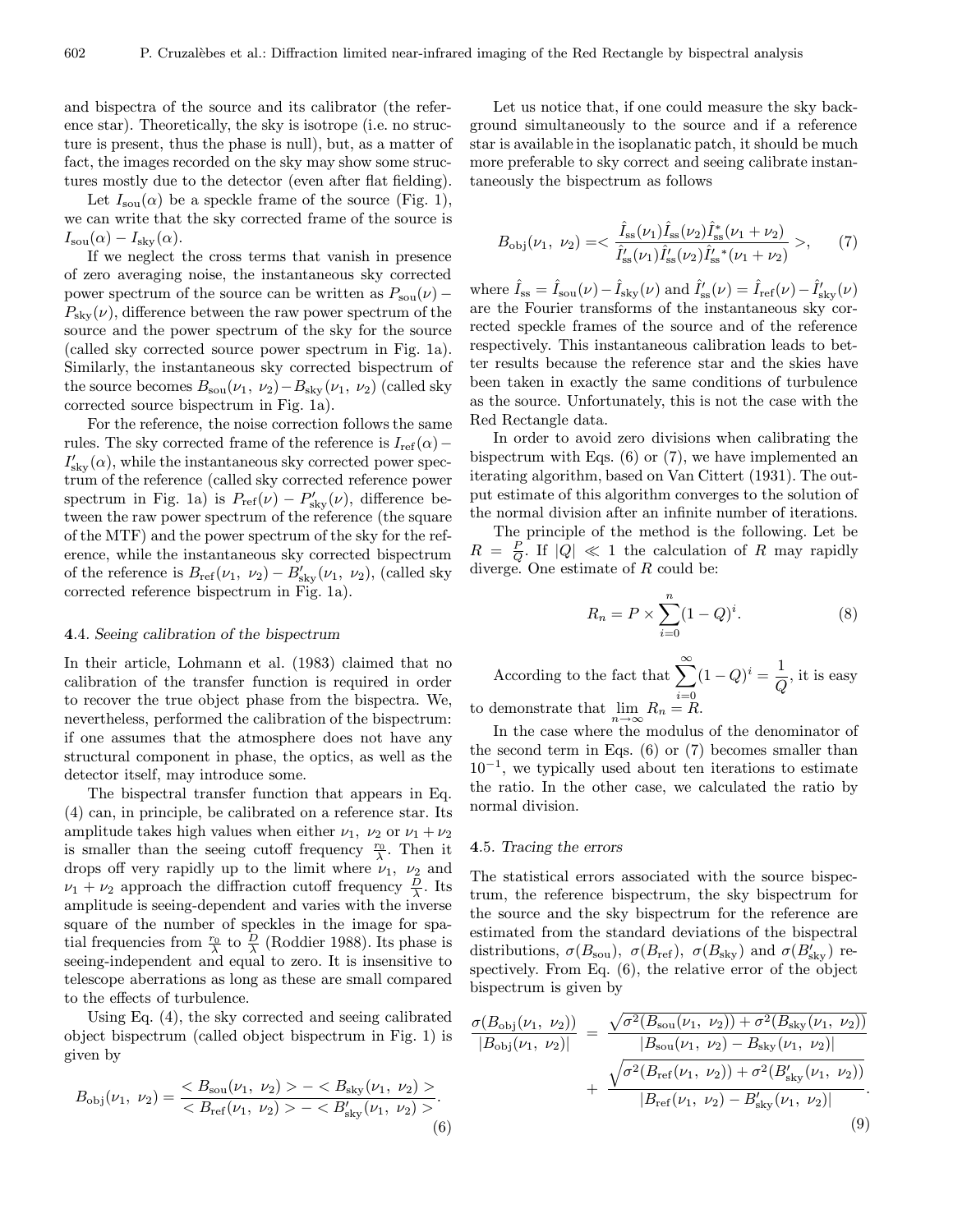and bispectra of the source and its calibrator (the reference star). Theoretically, the sky is isotrope (i.e. no structure is present, thus the phase is null), but, as a matter of fact, the images recorded on the sky may show some structures mostly due to the detector (even after flat fielding).

Let $I_{\rm sou}(\alpha)$ be a speckle frame of the source (Fig. 1), we can write that the sky corrected frame of the source is $I_{\rm sou}(\alpha) - I_{\rm sky}(\alpha)$.

If we neglect the cross terms that vanish in presence of zero averaging noise, the instantaneous sky corrected power spectrum of the source can be written as $P_{\rm sou}(\nu) - P_{\rm sky}(\nu)$, difference between the raw power spectrum of the source and the power spectrum of the sky for the source (called sky corrected source power spectrum in Fig. 1a). Similarly, the instantaneous sky corrected bispectrum of the source becomes $B_{\rm sou}(\nu_1,\ \nu_2) - B_{\rm sky}(\nu_1,\ \nu_2)$ (called sky corrected source bispectrum in Fig. 1a).

For the reference, the noise correction follows the same rules. The sky corrected frame of the reference is $I_{\rm ref}(\alpha) - I'_{\rm sky}(\alpha)$, while the instantaneous sky corrected power spectrum of the reference (called sky corrected reference power spectrum in Fig. 1a) is $P_{\rm ref}(\nu) - P'_{\rm sky}(\nu)$, difference between the raw power spectrum of the reference (the square of the MTF) and the power spectrum of the sky for the reference, while the instantaneous sky corrected bispectrum of the reference is $B_{\rm ref}(\nu_1,\ \nu_2) - B'_{\rm sky}(\nu_1,\ \nu_2)$, (called sky corrected reference bispectrum in Fig. 1a).

### 4.4. *Seeing calibration of the bispectrum*

In their article, Lohmann et al. (1983) claimed that no calibration of the transfer function is required in order to recover the true object phase from the bispectra. We, nevertheless, performed the calibration of the bispectrum: if one assumes that the atmosphere does not have any structural component in phase, the optics, as well as the detector itself, may introduce some.

The bispectral transfer function that appears in Eq. (4) can, in principle, be calibrated on a reference star. Its amplitude takes high values when either $\nu_1$, $\nu_2$ or $\nu_1 + \nu_2$ is smaller than the seeing cutoff frequency $\frac{r_0}{\lambda}$. Then it drops off very rapidly up to the limit where $\nu_1$, $\nu_2$ and $\nu_1 + \nu_2$ approach the diffraction cutoff frequency $\frac{D}{\lambda}$. Its amplitude is seeing-dependent and varies with the inverse square of the number of speckles in the image for spatial frequencies from $\frac{r_0}{\lambda}$ to $\frac{D}{\lambda}$ (Roddier 1988). Its phase is seeing-independent and equal to zero. It is insensitive to telescope aberrations as long as these are small compared to the effects of turbulence.

Using Eq. (4), the sky corrected and seeing calibrated object bispectrum (called object bispectrum in Fig. 1) is given by

$$B_{\rm obj}(\nu_1,\ \nu_2) = \frac{< B_{\rm sou}(\nu_1,\ \nu_2) > - < B_{\rm sky}(\nu_1,\ \nu_2) >}{< B_{\rm ref}(\nu_1,\ \nu_2) > - < B'_{\rm sky}(\nu_1,\ \nu_2) >}. \tag{6}$$

Let us notice that, if one could measure the sky background simultaneously to the source and if a reference star is available in the isoplanatic patch, it should be much more preferable to sky correct and seeing calibrate instantaneously the bispectrum as follows

$$B_{\rm obj}(\nu_1,\ \nu_2) =< \frac{\hat{I}_{\rm ss}(\nu_1)\hat{I}_{\rm ss}(\nu_2)\hat{I}^{*}_{\rm ss}(\nu_1+\nu_2)}{\hat{I}'_{\rm ss}(\nu_1)\hat{I}'_{\rm ss}(\nu_2)\hat{I}'^{\,*}_{\rm ss}(\nu_1+\nu_2)} >, \tag{7}$$

where $\hat{I}_{\rm ss} = \hat{I}_{\rm sou}(\nu) - \hat{I}_{\rm sky}(\nu)$ and $\hat{I}'_{\rm ss}(\nu) = \hat{I}_{\rm ref}(\nu) - \hat{I}'_{\rm sky}(\nu)$ are the Fourier transforms of the instantaneous sky corrected speckle frames of the source and of the reference respectively. This instantaneous calibration leads to better results because the reference star and the skies have been taken in exactly the same conditions of turbulence as the source. Unfortunately, this is not the case with the Red Rectangle data.

In order to avoid zero divisions when calibrating the bispectrum with Eqs. (6) or (7), we have implemented an iterating algorithm, based on Van Cittert (1931). The output estimate of this algorithm converges to the solution of the normal division after an infinite number of iterations.

The principle of the method is the following. Let be $R = \frac{P}{Q}$. If $|Q| \ll 1$ the calculation of $R$ may rapidly diverge. One estimate of $R$ could be:

$$R_n = P \times \sum_{i=0}^{n} (1-Q)^i. \tag{8}$$

According to the fact that $\displaystyle\sum_{i=0}^{\infty}(1-Q)^i = \frac{1}{Q}$, it is easy to demonstrate that $\displaystyle\lim_{n\to\infty} R_n = R$.

In the case where the modulus of the denominator of the second term in Eqs. (6) or (7) becomes smaller than $10^{-1}$, we typically used about ten iterations to estimate the ratio. In the other case, we calculated the ratio by normal division.

### 4.5. *Tracing the errors*

The statistical errors associated with the source bispectrum, the reference bispectrum, the sky bispectrum for the source and the sky bispectrum for the reference are estimated from the standard deviations of the bispectral distributions, $\sigma(B_{\rm sou})$, $\sigma(B_{\rm ref})$, $\sigma(B_{\rm sky})$ and $\sigma(B'_{\rm sky})$ respectively. From Eq. (6), the relative error of the object bispectrum is given by

$$\frac{\sigma(B_{\rm obj}(\nu_1,\ \nu_2))}{|B_{\rm obj}(\nu_1,\ \nu_2)|} = \frac{\sqrt{\sigma^2(B_{\rm sou}(\nu_1,\ \nu_2)) + \sigma^2(B_{\rm sky}(\nu_1,\ \nu_2))}}{|B_{\rm sou}(\nu_1,\ \nu_2) - B_{\rm sky}(\nu_1,\ \nu_2)|} + \frac{\sqrt{\sigma^2(B_{\rm ref}(\nu_1,\ \nu_2)) + \sigma^2(B'_{\rm sky}(\nu_1,\ \nu_2))}}{|B_{\rm ref}(\nu_1,\ \nu_2) - B'_{\rm sky}(\nu_1,\ \nu_2)|}. \tag{9}$$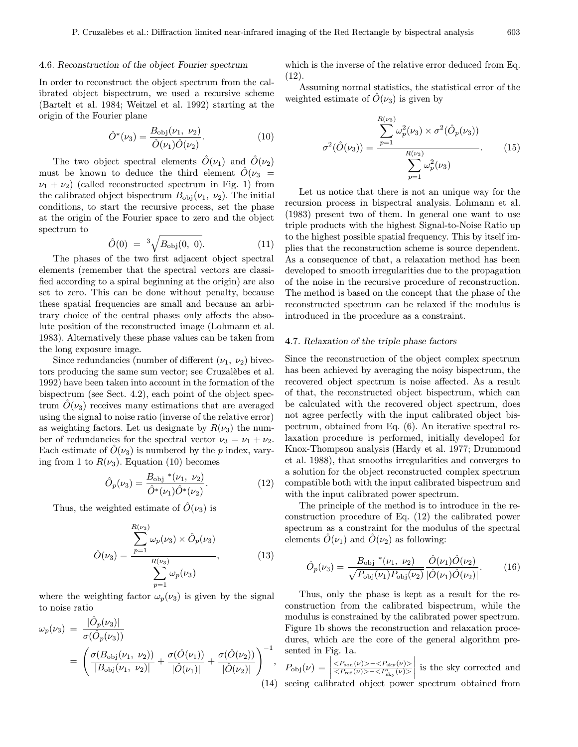### 4.6. *Reconstruction of the object Fourier spectrum*

In order to reconstruct the object spectrum from the calibrated object bispectrum, we used a recursive scheme (Bartelt et al. 1984; Weitzel et al. 1992) starting at the origin of the Fourier plane

$$\hat{O}^*(\nu_3) = \frac{B_{\rm obj}(\nu_1,\ \nu_2)}{\hat{O}(\nu_1)\hat{O}(\nu_2)}. \qquad (10)$$

The two object spectral elements $\hat{O}(\nu_1)$ and $\hat{O}(\nu_2)$ must be known to deduce the third element $\hat{O}(\nu_3 = \nu_1 + \nu_2)$ (called reconstructed spectrum in Fig. 1) from the calibrated object bispectrum $B_{\rm obj}(\nu_1,\ \nu_2)$. The initial conditions, to start the recursive process, set the phase at the origin of the Fourier space to zero and the object spectrum to

$$\hat{O}(0) \ = \ \sqrt[3]{B_{\rm obj}(0,\ 0)}. \qquad (11)$$

The phases of the two first adjacent object spectral elements (remember that the spectral vectors are classified according to a spiral beginning at the origin) are also set to zero. This can be done without penalty, because these spatial frequencies are small and because an arbitrary choice of the central phases only affects the absolute position of the reconstructed image (Lohmann et al. 1983). Alternatively these phase values can be taken from the long exposure image.

Since redundancies (number of different $(\nu_1,\ \nu_2)$ bivectors producing the same sum vector; see Cruzalèbes et al. 1992) have been taken into account in the formation of the bispectrum (see Sect. 4.2), each point of the object spectrum $\hat{O}(\nu_3)$ receives many estimations that are averaged using the signal to noise ratio (inverse of the relative error) as weighting factors. Let us designate by $R(\nu_3)$ the number of redundancies for the spectral vector $\nu_3 = \nu_1 + \nu_2$. Each estimate of $\hat{O}(\nu_3)$ is numbered by the $p$ index, varying from 1 to $R(\nu_3)$. Equation (10) becomes

$$\hat{O}_p(\nu_3) = \frac{B_{\rm obj}\ ^*(\nu_1,\ \nu_2)}{\hat{O}^*(\nu_1)\hat{O}^*(\nu_2)}. \qquad (12)$$

Thus, the weighted estimate of $\hat{O}(\nu_3)$ is

$$\hat{O}(\nu_3) = \frac{\displaystyle\sum_{p=1}^{R(\nu_3)} \omega_p(\nu_3) \times \hat{O}_p(\nu_3)}{\displaystyle\sum_{p=1}^{R(\nu_3)} \omega_p(\nu_3)}, \qquad (13)$$

where the weighting factor $\omega_p(\nu_3)$ is given by the signal to noise ratio

$$\omega_p(\nu_3) \ = \ \frac{|\hat{O}_p(\nu_3)|}{\sigma(\hat{O}_p(\nu_3))} = \left( \frac{\sigma(B_{\rm obj}(\nu_1,\ \nu_2))}{|B_{\rm obj}(\nu_1,\ \nu_2)|} + \frac{\sigma(\hat{O}(\nu_1))}{|\hat{O}(\nu_1)|} + \frac{\sigma(\hat{O}(\nu_2))}{|\hat{O}(\nu_2)|} \right)^{-1}, \qquad (14)$$

which is the inverse of the relative error deduced from Eq. (12).

Assuming normal statistics, the statistical error of the weighted estimate of $\hat{O}(\nu_3)$ is given by

$$\sigma^2(\hat{O}(\nu_3)) = \frac{\displaystyle\sum_{p=1}^{R(\nu_3)} \omega_p^2(\nu_3) \times \sigma^2(\hat{O}_p(\nu_3))}{\displaystyle\sum_{p=1}^{R(\nu_3)} \omega_p^2(\nu_3)}. \qquad (15)$$

Let us notice that there is not an unique way for the recursion process in bispectral analysis. Lohmann et al. (1983) present two of them. In general one want to use triple products with the highest Signal-to-Noise Ratio up to the highest possible spatial frequency. This by itself implies that the reconstruction scheme is source dependent. As a consequence of that, a relaxation method has been developed to smooth irregularities due to the propagation of the noise in the recursive procedure of reconstruction. The method is based on the concept that the phase of the reconstructed spectrum can be relaxed if the modulus is introduced in the procedure as a constraint.

### 4.7. *Relaxation of the triple phase factors*

Since the reconstruction of the object complex spectrum has been achieved by averaging the noisy bispectrum, the recovered object spectrum is noise affected. As a result of that, the reconstructed object bispectrum, which can be calculated with the recovered object spectrum, does not agree perfectly with the input calibrated object bispectrum, obtained from Eq. (6). An iterative spectral relaxation procedure is performed, initially developed for Knox-Thompson analysis (Hardy et al. 1977; Drummond et al. 1988), that smooths irregularities and converges to a solution for the object reconstructed complex spectrum compatible both with the input calibrated bispectrum and with the input calibrated power spectrum.

The principle of the method is to introduce in the reconstruction procedure of Eq. (12) the calibrated power spectrum as a constraint for the modulus of the spectral elements $\hat{O}(\nu_1)$ and $\hat{O}(\nu_2)$ as following:

$$\hat{O}_p(\nu_3) = \frac{B_{\rm obj}\ ^*(\nu_1,\ \nu_2)}{\sqrt{P_{\rm obj}(\nu_1)P_{\rm obj}(\nu_2)}} \frac{\hat{O}(\nu_1)\hat{O}(\nu_2)}{|\hat{O}(\nu_1)\hat{O}(\nu_2)|}. \qquad (16)$$

Thus, only the phase is kept as a result for the reconstruction from the calibrated bispectrum, while the modulus is constrained by the calibrated power spectrum. Figure 1b shows the reconstruction and relaxation procedures, which are the core of the general algorithm presented in Fig. 1a.

$P_{\rm obj}(\nu) = \left| \frac{<P_{\rm sou}(\nu)> - <P_{\rm sky}(\nu)>}{<P_{\rm ref}(\nu)> - <P'_{\rm sky}(\nu)>} \right|$ is the sky corrected and seeing calibrated object power spectrum obtained from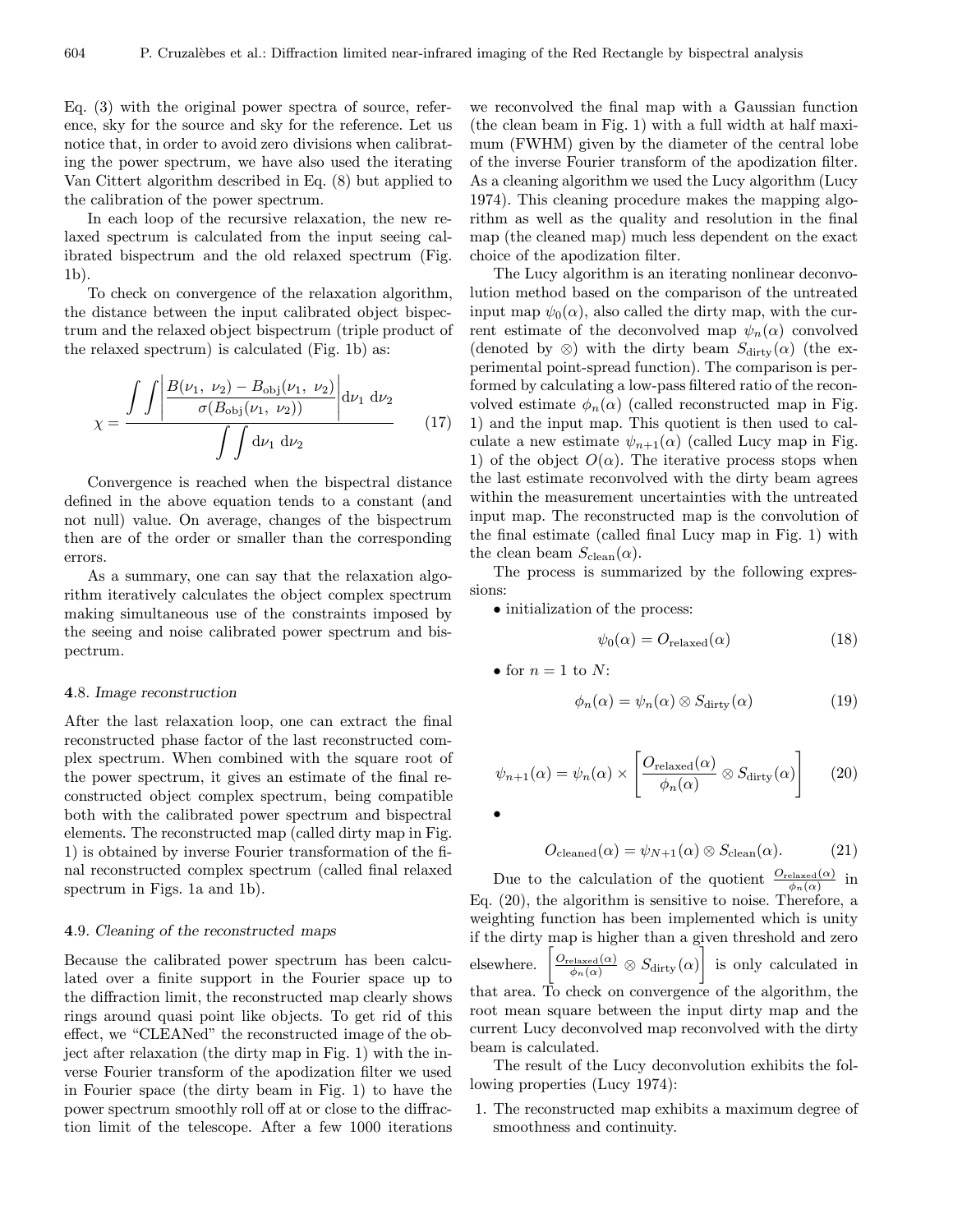Eq. (3) with the original power spectra of source, reference, sky for the source and sky for the reference. Let us notice that, in order to avoid zero divisions when calibrating the power spectrum, we have also used the iterating Van Cittert algorithm described in Eq. (8) but applied to the calibration of the power spectrum.

In each loop of the recursive relaxation, the new relaxed spectrum is calculated from the input seeing calibrated bispectrum and the old relaxed spectrum (Fig. 1b).

To check on convergence of the relaxation algorithm, the distance between the input calibrated object bispectrum and the relaxed object bispectrum (triple product of the relaxed spectrum) is calculated (Fig. 1b) as:

$$\chi = \frac{\displaystyle\int\int \left| \frac{B(\nu_1,\ \nu_2) - B_{\rm obj}(\nu_1,\ \nu_2)}{\sigma(B_{\rm obj}(\nu_1,\ \nu_2))} \right| {\rm d}\nu_1\ {\rm d}\nu_2}{\displaystyle\int\int {\rm d}\nu_1\ {\rm d}\nu_2} \tag{17}$$

Convergence is reached when the bispectral distance defined in the above equation tends to a constant (and not null) value. On average, changes of the bispectrum then are of the order or smaller than the corresponding errors.

As a summary, one can say that the relaxation algorithm iteratively calculates the object complex spectrum making simultaneous use of the constraints imposed by the seeing and noise calibrated power spectrum and bispectrum.

### 4.8. *Image reconstruction*

After the last relaxation loop, one can extract the final reconstructed phase factor of the last reconstructed complex spectrum. When combined with the square root of the power spectrum, it gives an estimate of the final reconstructed object complex spectrum, being compatible both with the calibrated power spectrum and bispectral elements. The reconstructed map (called dirty map in Fig. 1) is obtained by inverse Fourier transformation of the final reconstructed complex spectrum (called final relaxed spectrum in Figs. 1a and 1b).

### 4.9. *Cleaning of the reconstructed maps*

Because the calibrated power spectrum has been calculated over a finite support in the Fourier space up to the diffraction limit, the reconstructed map clearly shows rings around quasi point like objects. To get rid of this effect, we "CLEANed" the reconstructed image of the object after relaxation (the dirty map in Fig. 1) with the inverse Fourier transform of the apodization filter we used in Fourier space (the dirty beam in Fig. 1) to have the power spectrum smoothly roll off at or close to the diffraction limit of the telescope. After a few 1000 iterations we reconvolved the final map with a Gaussian function (the clean beam in Fig. 1) with a full width at half maximum (FWHM) given by the diameter of the central lobe of the inverse Fourier transform of the apodization filter. As a cleaning algorithm we used the Lucy algorithm (Lucy 1974). This cleaning procedure makes the mapping algorithm as well as the quality and resolution in the final map (the cleaned map) much less dependent on the exact choice of the apodization filter.

The Lucy algorithm is an iterating nonlinear deconvolution method based on the comparison of the untreated input map $\psi_0(\alpha)$, also called the dirty map, with the current estimate of the deconvolved map $\psi_n(\alpha)$ convolved (denoted by $\otimes$) with the dirty beam $S_{\rm dirty}(\alpha)$ (the experimental point-spread function). The comparison is performed by calculating a low-pass filtered ratio of the reconvolved estimate $\phi_n(\alpha)$ (called reconstructed map in Fig. 1) and the input map. This quotient is then used to calculate a new estimate $\psi_{n+1}(\alpha)$ (called Lucy map in Fig. 1) of the object $O(\alpha)$. The iterative process stops when the last estimate reconvolved with the dirty beam agrees within the measurement uncertainties with the untreated input map. The reconstructed map is the convolution of the final estimate (called final Lucy map in Fig. 1) with the clean beam $S_{\rm clean}(\alpha)$.

The process is summarized by the following expressions:

- initialization of the process:

$$\psi_0(\alpha) = O_{\rm relaxed}(\alpha) \tag{18}$$

- for $n = 1$ to $N$:

$$\phi_n(\alpha) = \psi_n(\alpha) \otimes S_{\rm dirty}(\alpha) \tag{19}$$

$$\psi_{n+1}(\alpha) = \psi_n(\alpha) \times \left[ \frac{O_{\rm relaxed}(\alpha)}{\phi_n(\alpha)} \otimes S_{\rm dirty}(\alpha) \right] \tag{20}$$

- 

$$O_{\rm cleaned}(\alpha) = \psi_{N+1}(\alpha) \otimes S_{\rm clean}(\alpha). \tag{21}$$

Due to the calculation of the quotient $\frac{O_{\rm relaxed}(\alpha)}{\phi_n(\alpha)}$ in Eq. (20), the algorithm is sensitive to noise. Therefore, a weighting function has been implemented which is unity if the dirty map is higher than a given threshold and zero elsewhere. $\left[ \frac{O_{\rm relaxed}(\alpha)}{\phi_n(\alpha)} \otimes S_{\rm dirty}(\alpha) \right]$ is only calculated in that area. To check on convergence of the algorithm, the root mean square between the input dirty map and the current Lucy deconvolved map reconvolved with the dirty beam is calculated.

The result of the Lucy deconvolution exhibits the following properties (Lucy 1974):

1. The reconstructed map exhibits a maximum degree of smoothness and continuity.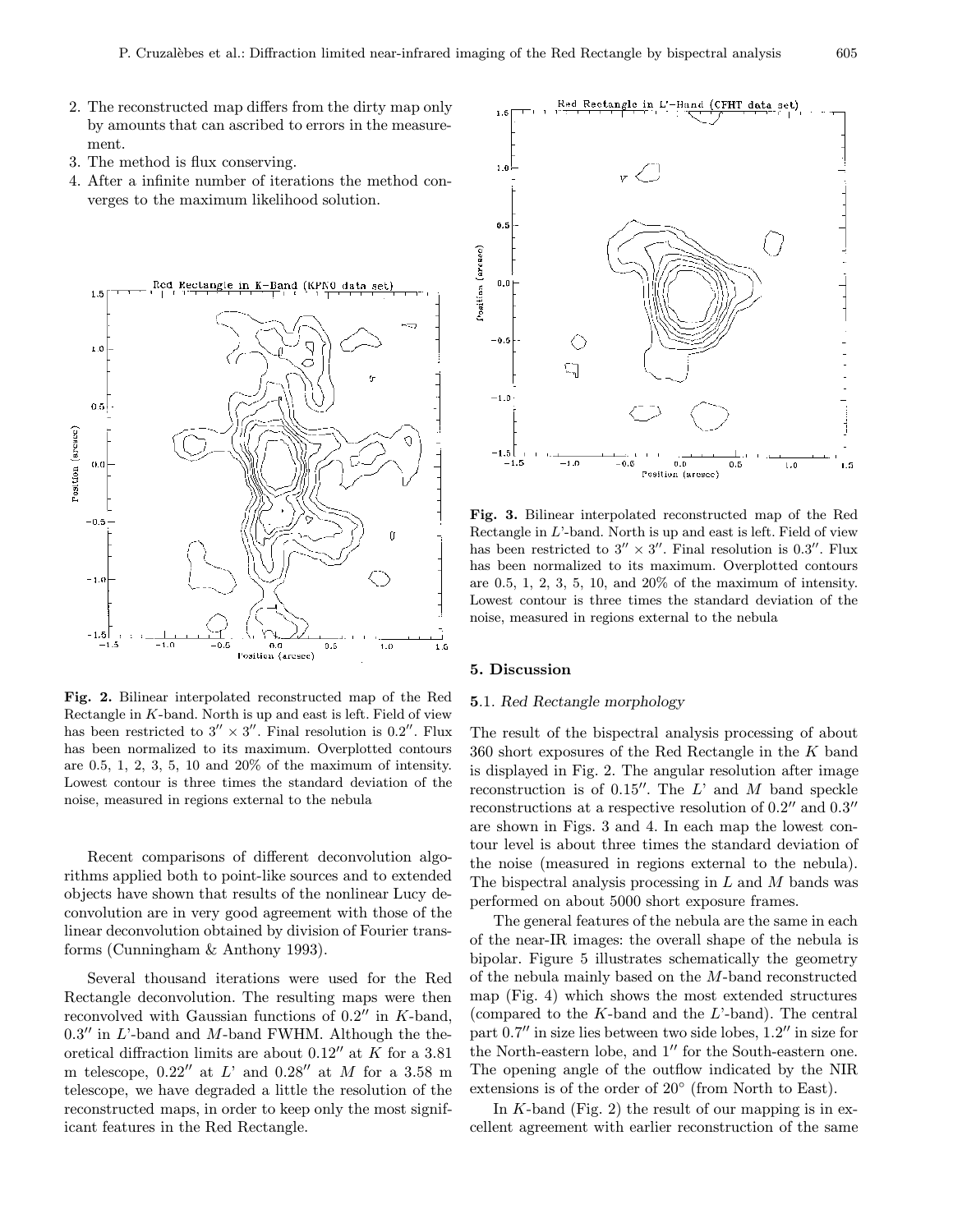2. The reconstructed map differs from the dirty map only by amounts that can ascribed to errors in the measurement.
3. The method is flux conserving.
4. After a infinite number of iterations the method converges to the maximum likelihood solution.

**Fig. 2.** Bilinear interpolated reconstructed map of the Red Rectangle in $K$-band. North is up and east is left. Field of view has been restricted to $3'' \times 3''$. Final resolution is $0.2''$. Flux has been normalized to its maximum. Overplotted contours are 0.5, 1, 2, 3, 5, 10 and 20% of the maximum of intensity. Lowest contour is three times the standard deviation of the noise, measured in regions external to the nebula

Recent comparisons of different deconvolution algorithms applied both to point-like sources and to extended objects have shown that results of the nonlinear Lucy deconvolution are in very good agreement with those of the linear deconvolution obtained by division of Fourier transforms (Cunningham & Anthony 1993).

Several thousand iterations were used for the Red Rectangle deconvolution. The resulting maps were then reconvolved with Gaussian functions of $0.2''$ in $K$-band, $0.3''$ in $L$'-band and $M$-band FWHM. Although the theoretical diffraction limits are about $0.12''$ at $K$ for a 3.81 m telescope, $0.22''$ at $L'$ and $0.28''$ at $M$ for a 3.58 m telescope, we have degraded a little the resolution of the reconstructed maps, in order to keep only the most significant features in the Red Rectangle.

**Fig. 3.** Bilinear interpolated reconstructed map of the Red Rectangle in $L$'-band. North is up and east is left. Field of view has been restricted to $3'' \times 3''$. Final resolution is $0.3''$. Flux has been normalized to its maximum. Overplotted contours are 0.5, 1, 2, 3, 5, 10, and 20% of the maximum of intensity. Lowest contour is three times the standard deviation of the noise, measured in regions external to the nebula

## 5. Discussion

### 5.1. *Red Rectangle morphology*

The result of the bispectral analysis processing of about 360 short exposures of the Red Rectangle in the $K$ band is displayed in Fig. 2. The angular resolution after image reconstruction is of $0.15''$. The $L$' and $M$ band speckle reconstructions at a respective resolution of $0.2''$ and $0.3''$ are shown in Figs. 3 and 4. In each map the lowest contour level is about three times the standard deviation of the noise (measured in regions external to the nebula). The bispectral analysis processing in $L$ and $M$ bands was performed on about 5000 short exposure frames.

The general features of the nebula are the same in each of the near-IR images: the overall shape of the nebula is bipolar. Figure 5 illustrates schematically the geometry of the nebula mainly based on the $M$-band reconstructed map (Fig. 4) which shows the most extended structures (compared to the $K$-band and the $L$'-band). The central part $0.7''$ in size lies between two side lobes, $1.2''$ in size for the North-eastern lobe, and $1''$ for the South-eastern one. The opening angle of the outflow indicated by the NIR extensions is of the order of $20°$ (from North to East).

In $K$-band (Fig. 2) the result of our mapping is in excellent agreement with earlier reconstruction of the same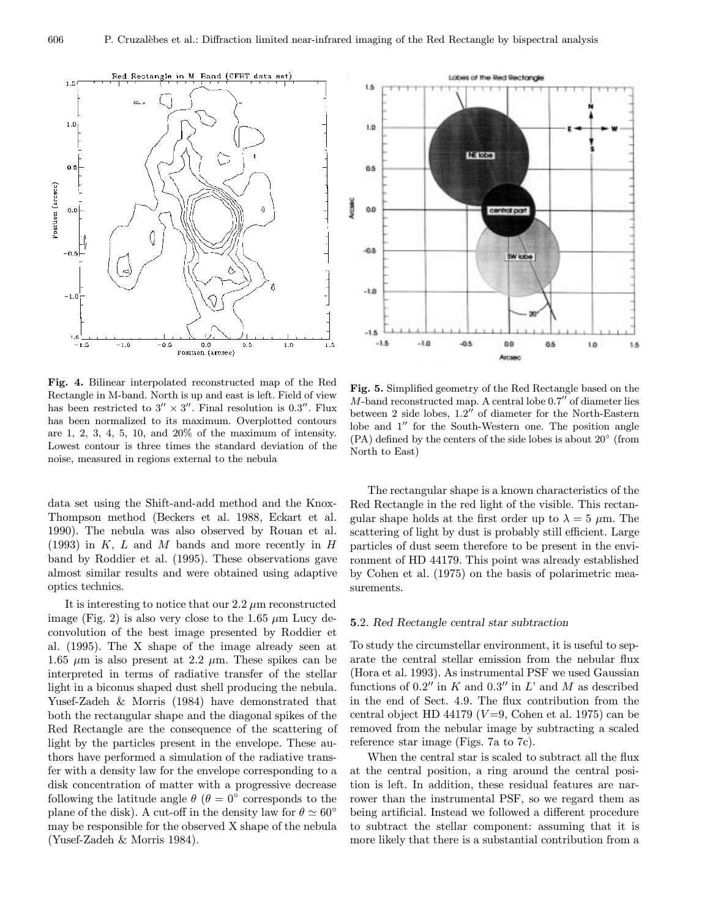**Fig. 4.** Bilinear interpolated reconstructed map of the Red Rectangle in M-band. North is up and east is left. Field of view has been restricted to $3'' \times 3''$. Final resolution is $0.3''$. Flux has been normalized to its maximum. Overplotted contours are 1, 2, 3, 4, 5, 10, and 20% of the maximum of intensity. Lowest contour is three times the standard deviation of the noise, measured in regions external to the nebula

**Fig. 5.** Simplified geometry of the Red Rectangle based on the $M$-band reconstructed map. A central lobe $0.7''$ of diameter lies between 2 side lobes, $1.2''$ of diameter for the North-Eastern lobe and $1''$ for the South-Western one. The position angle (PA) defined by the centers of the side lobes is about $20°$ (from North to East)

data set using the Shift-and-add method and the Knox-Thompson method (Beckers et al. 1988, Eckart et al. 1990). The nebula was also observed by Rouan et al. (1993) in $K$, $L$ and $M$ bands and more recently in $H$ band by Roddier et al. (1995). These observations gave almost similar results and were obtained using adaptive optics technics.

It is interesting to notice that our 2.2 $\mu$m reconstructed image (Fig. 2) is also very close to the 1.65 $\mu$m Lucy deconvolution of the best image presented by Roddier et al. (1995). The X shape of the image already seen at 1.65 $\mu$m is also present at 2.2 $\mu$m. These spikes can be interpreted in terms of radiative transfer of the stellar light in a biconus shaped dust shell producing the nebula. Yusef-Zadeh & Morris (1984) have demonstrated that both the rectangular shape and the diagonal spikes of the Red Rectangle are the consequence of the scattering of light by the particles present in the envelope. These authors have performed a simulation of the radiative transfer with a density law for the envelope corresponding to a disk concentration of matter with a progressive decrease following the latitude angle $\theta$ ($\theta = 0°$ corresponds to the plane of the disk). A cut-off in the density law for $\theta \simeq 60°$ may be responsible for the observed X shape of the nebula (Yusef-Zadeh & Morris 1984).

The rectangular shape is a known characteristics of the Red Rectangle in the red light of the visible. This rectangular shape holds at the first order up to $\lambda = 5$ $\mu$m. The scattering of light by dust is probably still efficient. Large particles of dust seem therefore to be present in the environment of HD 44179. This point was already established by Cohen et al. (1975) on the basis of polarimetric measurements.

### 5.2. *Red Rectangle central star subtraction*

To study the circumstellar environment, it is useful to separate the central stellar emission from the nebular flux (Hora et al. 1993). As instrumental PSF we used Gaussian functions of $0.2''$ in $K$ and $0.3''$ in $L'$ and $M$ as described in the end of Sect. 4.9. The flux contribution from the central object HD 44179 ($V$=9, Cohen et al. 1975) can be removed from the nebular image by subtracting a scaled reference star image (Figs. 7a to 7c).

When the central star is scaled to subtract all the flux at the central position, a ring around the central position is left. In addition, these residual features are narrower than the instrumental PSF, so we regard them as being artificial. Instead we followed a different procedure to subtract the stellar component: assuming that it is more likely that there is a substantial contribution from a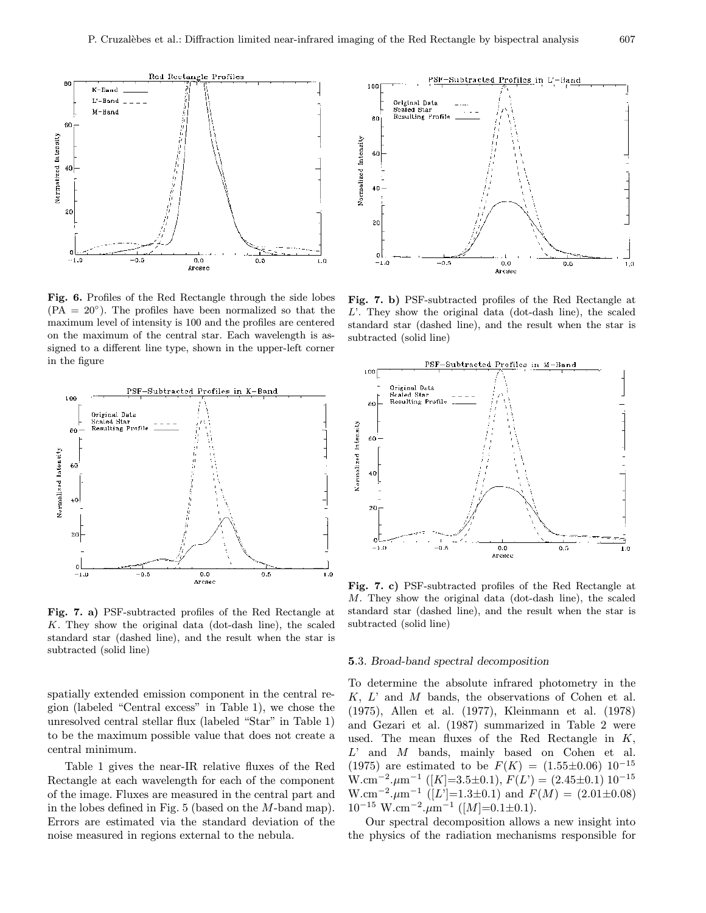Fig. 6. Profiles of the Red Rectangle through the side lobes (PA = 20°). The profiles have been normalized so that the maximum level of intensity is 100 and the profiles are centered on the maximum of the central star. Each wavelength is assigned to a different line type, shown in the upper-left corner in the figure

Fig. 7. b) PSF-subtracted profiles of the Red Rectangle at $L$'. They show the original data (dot-dash line), the scaled standard star (dashed line), and the result when the star is subtracted (solid line)

Fig. 7. a) PSF-subtracted profiles of the Red Rectangle at $K$. They show the original data (dot-dash line), the scaled standard star (dashed line), and the result when the star is subtracted (solid line)

Fig. 7. c) PSF-subtracted profiles of the Red Rectangle at $M$. They show the original data (dot-dash line), the scaled standard star (dashed line), and the result when the star is subtracted (solid line)

spatially extended emission component in the central region (labeled "Central excess" in Table 1), we chose the unresolved central stellar flux (labeled "Star" in Table 1) to be the maximum possible value that does not create a central minimum.

Table 1 gives the near-IR relative fluxes of the Red Rectangle at each wavelength for each of the component of the image. Fluxes are measured in the central part and in the lobes defined in Fig. 5 (based on the $M$-band map). Errors are estimated via the standard deviation of the noise measured in regions external to the nebula.

### 5.3. *Broad-band spectral decomposition*

To determine the absolute infrared photometry in the $K$, $L$' and $M$ bands, the observations of Cohen et al. (1975), Allen et al. (1977), Kleinmann et al. (1978) and Gezari et al. (1987) summarized in Table 2 were used. The mean fluxes of the Red Rectangle in $K$, $L$' and $M$ bands, mainly based on Cohen et al. (1975) are estimated to be $F(K) = (1.55\pm0.06)\ 10^{-15}$ W.cm$^{-2}$.$\mu$m$^{-1}$ ($[K]$=3.5±0.1), $F(L') = (2.45\pm0.1)\ 10^{-15}$ W.cm$^{-2}$.$\mu$m$^{-1}$ ($[L']$=1.3±0.1) and $F(M) = (2.01\pm0.08)\ 10^{-15}$ W.cm$^{-2}$.$\mu$m$^{-1}$ ($[M]$=0.1±0.1).

Our spectral decomposition allows a new insight into the physics of the radiation mechanisms responsible for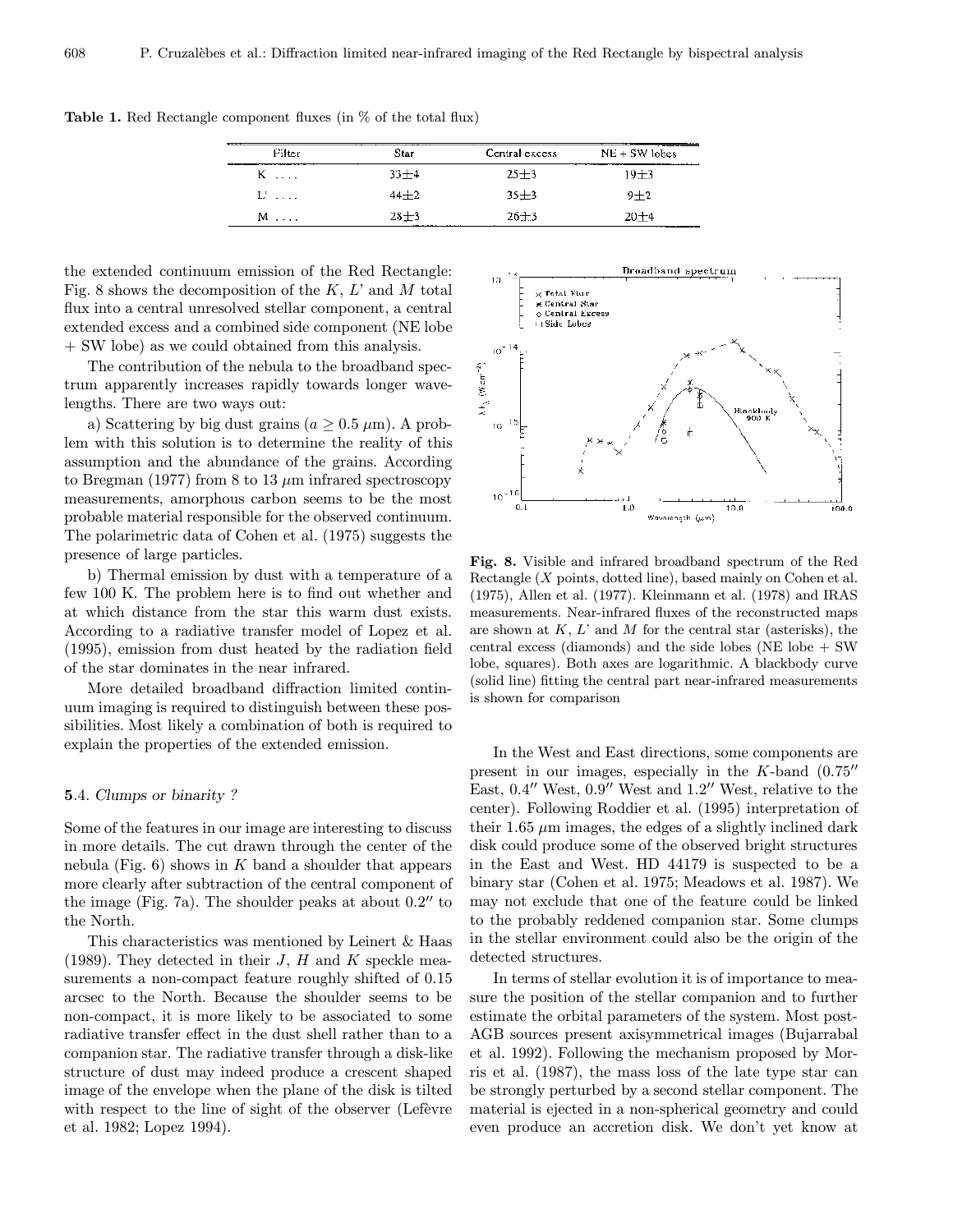**Table 1.** Red Rectangle component fluxes (in % of the total flux)

| Filter | Star | Central excess | NE + SW lobes |
|---|---|---|---|
| K .... | 33±4 | 25±3 | 19±3 |
| L' .... | 44±2 | 35±3 | 9±2 |
| M .... | 28±3 | 26±3 | 20±4 |

the extended continuum emission of the Red Rectangle: Fig. 8 shows the decomposition of the $K$, $L'$ and $M$ total flux into a central unresolved stellar component, a central extended excess and a combined side component (NE lobe + SW lobe) as we could obtained from this analysis.

The contribution of the nebula to the broadband spectrum apparently increases rapidly towards longer wavelengths. There are two ways out:

a) Scattering by big dust grains ($a \geq 0.5\ \mu$m). A problem with this solution is to determine the reality of this assumption and the abundance of the grains. According to Bregman (1977) from 8 to 13 $\mu$m infrared spectroscopy measurements, amorphous carbon seems to be the most probable material responsible for the observed continuum. The polarimetric data of Cohen et al. (1975) suggests the presence of large particles.

b) Thermal emission by dust with a temperature of a few 100 K. The problem here is to find out whether and at which distance from the star this warm dust exists. According to a radiative transfer model of Lopez et al. (1995), emission from dust heated by the radiation field of the star dominates in the near infrared.

More detailed broadband diffraction limited continuum imaging is required to distinguish between these possibilities. Most likely a combination of both is required to explain the properties of the extended emission.

**Fig. 8.** Visible and infrared broadband spectrum of the Red Rectangle ($X$ points, dotted line), based mainly on Cohen et al. (1975), Allen et al. (1977). Kleinmann et al. (1978) and IRAS measurements. Near-infrared fluxes of the reconstructed maps are shown at $K$, $L'$ and $M$ for the central star (asterisks), the central excess (diamonds) and the side lobes (NE lobe + SW lobe, squares). Both axes are logarithmic. A blackbody curve (solid line) fitting the central part near-infrared measurements is shown for comparison

### 5.4. *Clumps or binarity ?*

Some of the features in our image are interesting to discuss in more details. The cut drawn through the center of the nebula (Fig. 6) shows in $K$ band a shoulder that appears more clearly after subtraction of the central component of the image (Fig. 7a). The shoulder peaks at about 0.2″ to the North.

This characteristics was mentioned by Leinert & Haas (1989). They detected in their $J$, $H$ and $K$ speckle measurements a non-compact feature roughly shifted of 0.15 arcsec to the North. Because the shoulder seems to be non-compact, it is more likely to be associated to some radiative transfer effect in the dust shell rather than to a companion star. The radiative transfer through a disk-like structure of dust may indeed produce a crescent shaped image of the envelope when the plane of the disk is tilted with respect to the line of sight of the observer (Lefèvre et al. 1982; Lopez 1994).

In the West and East directions, some components are present in our images, especially in the $K$-band (0.75″ East, 0.4″ West, 0.9″ West and 1.2″ West, relative to the center). Following Roddier et al. (1995) interpretation of their 1.65 $\mu$m images, the edges of a slightly inclined dark disk could produce some of the observed bright structures in the East and West. HD 44179 is suspected to be a binary star (Cohen et al. 1975; Meadows et al. 1987). We may not exclude that one of the feature could be linked to the probably reddened companion star. Some clumps in the stellar environment could also be the origin of the detected structures.

In terms of stellar evolution it is of importance to measure the position of the stellar companion and to further estimate the orbital parameters of the system. Most post-AGB sources present axisymmetrical images (Bujarrabal et al. 1992). Following the mechanism proposed by Morris et al. (1987), the mass loss of the late type star can be strongly perturbed by a second stellar component. The material is ejected in a non-spherical geometry and could even produce an accretion disk. We don't yet know at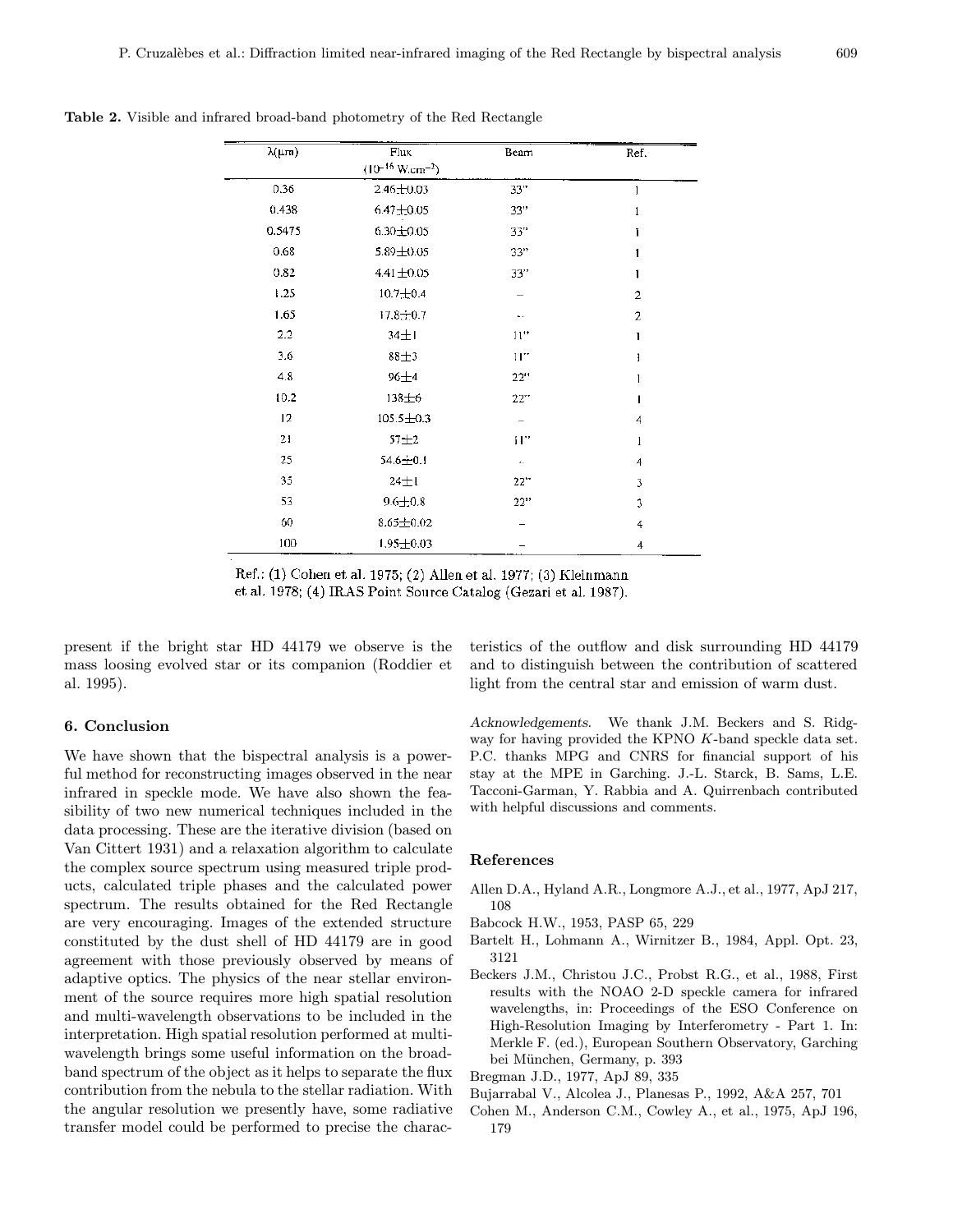**Table 2.** Visible and infrared broad-band photometry of the Red Rectangle

| $\lambda$(μm) | Flux ($10^{-16}$ W.cm$^{-2}$) | Beam | Ref. |
|---|---|---|---|
| 0.36 | 2.46±0.03 | 33" | 1 |
| 0.438 | 6.47±0.05 | 33" | 1 |
| 0.5475 | 6.30±0.05 | 33" | 1 |
| 0.68 | 5.89±0.05 | 33" | 1 |
| 0.82 | 4.41±0.05 | 33" | 1 |
| 1.25 | 10.7±0.4 | – | 2 |
| 1.65 | 17.8±0.7 | – | 2 |
| 2.2 | 34±1 | 11" | 1 |
| 3.6 | 88±3 | 11" | 1 |
| 4.8 | 96±4 | 22" | 1 |
| 10.2 | 138±6 | 22" | 1 |
| 12 | 105.5±0.3 | – | 4 |
| 21 | 57±2 | 11" | 1 |
| 25 | 54.6±0.1 | – | 4 |
| 35 | 24±1 | 22" | 3 |
| 53 | 9.6±0.8 | 22" | 3 |
| 60 | 8.65±0.02 | – | 4 |
| 100 | 1.95±0.03 | – | 4 |

Ref.: (1) Cohen et al. 1975; (2) Allen et al. 1977; (3) Kleinmann et al. 1978; (4) IRAS Point Source Catalog (Gezari et al. 1987).

present if the bright star HD 44179 we observe is the mass loosing evolved star or its companion (Roddier et al. 1995).

## 6. Conclusion

We have shown that the bispectral analysis is a powerful method for reconstructing images observed in the near infrared in speckle mode. We have also shown the feasibility of two new numerical techniques included in the data processing. These are the iterative division (based on Van Cittert 1931) and a relaxation algorithm to calculate the complex source spectrum using measured triple products, calculated triple phases and the calculated power spectrum. The results obtained for the Red Rectangle are very encouraging. Images of the extended structure constituted by the dust shell of HD 44179 are in good agreement with those previously observed by means of adaptive optics. The physics of the near stellar environment of the source requires more high spatial resolution and multi-wavelength observations to be included in the interpretation. High spatial resolution performed at multi-wavelength brings some useful information on the broad-band spectrum of the object as it helps to separate the flux contribution from the nebula to the stellar radiation. With the angular resolution we presently have, some radiative transfer model could be performed to precise the characteristics of the outflow and disk surrounding HD 44179 and to distinguish between the contribution of scattered light from the central star and emission of warm dust.

*Acknowledgements.* We thank J.M. Beckers and S. Ridgway for having provided the KPNO *K*-band speckle data set. P.C. thanks MPG and CNRS for financial support of his stay at the MPE in Garching. J.-L. Starck, B. Sams, L.E. Tacconi-Garman, Y. Rabbia and A. Quirrenbach contributed with helpful discussions and comments.

## References

Allen D.A., Hyland A.R., Longmore A.J., et al., 1977, ApJ 217, 108

Babcock H.W., 1953, PASP 65, 229

Bartelt H., Lohmann A., Wirnitzer B., 1984, Appl. Opt. 23, 3121

Beckers J.M., Christou J.C., Probst R.G., et al., 1988, First results with the NOAO 2-D speckle camera for infrared wavelengths, in: Proceedings of the ESO Conference on High-Resolution Imaging by Interferometry - Part 1. In: Merkle F. (ed.), European Southern Observatory, Garching bei München, Germany, p. 393

Bregman J.D., 1977, ApJ 89, 335

Bujarrabal V., Alcolea J., Planesas P., 1992, A&A 257, 701

Cohen M., Anderson C.M., Cowley A., et al., 1975, ApJ 196, 179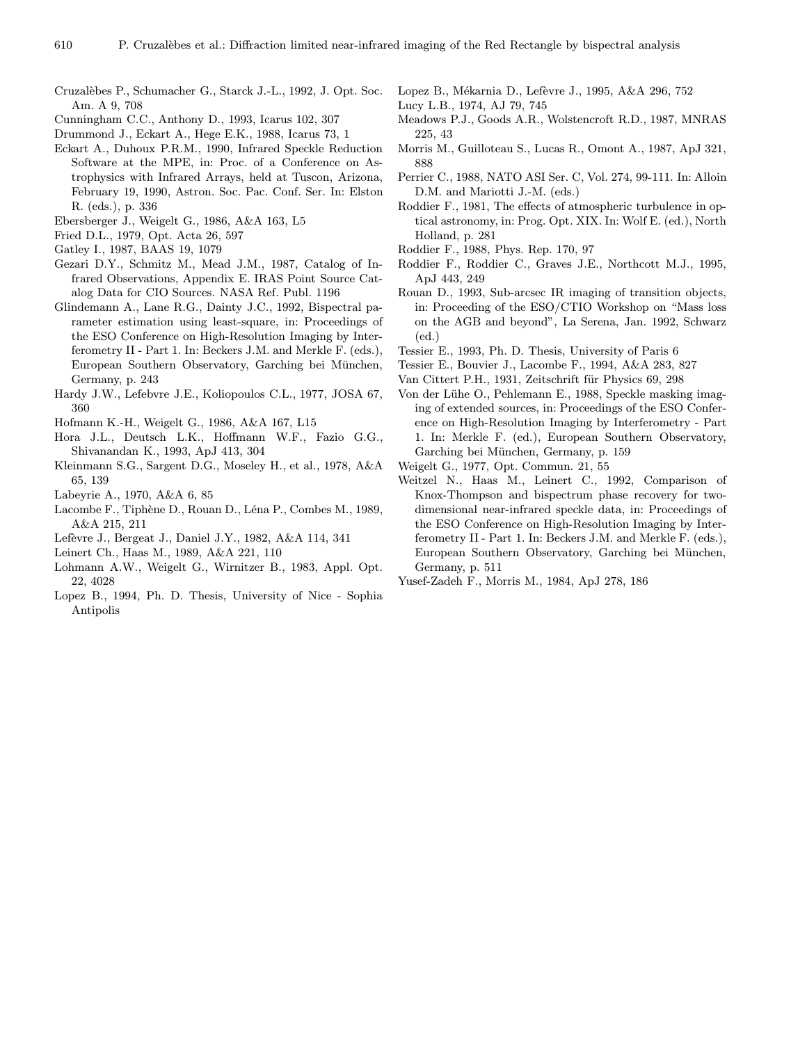Cruzalèbes P., Schumacher G., Starck J.-L., 1992, J. Opt. Soc. Am. A 9, 708

Cunningham C.C., Anthony D., 1993, Icarus 102, 307

Drummond J., Eckart A., Hege E.K., 1988, Icarus 73, 1

Eckart A., Duhoux P.R.M., 1990, Infrared Speckle Reduction Software at the MPE, in: Proc. of a Conference on Astrophysics with Infrared Arrays, held at Tuscon, Arizona, February 19, 1990, Astron. Soc. Pac. Conf. Ser. In: Elston R. (eds.), p. 336

Ebersberger J., Weigelt G., 1986, A&A 163, L5

Fried D.L., 1979, Opt. Acta 26, 597

Gatley I., 1987, BAAS 19, 1079

Gezari D.Y., Schmitz M., Mead J.M., 1987, Catalog of Infrared Observations, Appendix E. IRAS Point Source Catalog Data for CIO Sources. NASA Ref. Publ. 1196

Glindemann A., Lane R.G., Dainty J.C., 1992, Bispectral parameter estimation using least-square, in: Proceedings of the ESO Conference on High-Resolution Imaging by Interferometry II - Part 1. In: Beckers J.M. and Merkle F. (eds.), European Southern Observatory, Garching bei München, Germany, p. 243

Hardy J.W., Lefebvre J.E., Koliopoulos C.L., 1977, JOSA 67, 360

Hofmann K.-H., Weigelt G., 1986, A&A 167, L15

Hora J.L., Deutsch L.K., Hoffmann W.F., Fazio G.G., Shivanandan K., 1993, ApJ 413, 304

Kleinmann S.G., Sargent D.G., Moseley H., et al., 1978, A&A 65, 139

Labeyrie A., 1970, A&A 6, 85

Lacombe F., Tiphène D., Rouan D., Léna P., Combes M., 1989, A&A 215, 211

Lefèvre J., Bergeat J., Daniel J.Y., 1982, A&A 114, 341

Leinert Ch., Haas M., 1989, A&A 221, 110

Lohmann A.W., Weigelt G., Wirnitzer B., 1983, Appl. Opt. 22, 4028

Lopez B., 1994, Ph. D. Thesis, University of Nice - Sophia Antipolis

Lopez B., Mékarnia D., Lefèvre J., 1995, A&A 296, 752

Lucy L.B., 1974, AJ 79, 745

Meadows P.J., Goods A.R., Wolstencroft R.D., 1987, MNRAS 225, 43

Morris M., Guilloteau S., Lucas R., Omont A., 1987, ApJ 321, 888

Perrier C., 1988, NATO ASI Ser. C, Vol. 274, 99-111. In: Alloin D.M. and Mariotti J.-M. (eds.)

Roddier F., 1981, The effects of atmospheric turbulence in optical astronomy, in: Prog. Opt. XIX. In: Wolf E. (ed.), North Holland, p. 281

Roddier F., 1988, Phys. Rep. 170, 97

Roddier F., Roddier C., Graves J.E., Northcott M.J., 1995, ApJ 443, 249

Rouan D., 1993, Sub-arcsec IR imaging of transition objects, in: Proceeding of the ESO/CTIO Workshop on "Mass loss on the AGB and beyond", La Serena, Jan. 1992, Schwarz (ed.)

Tessier E., 1993, Ph. D. Thesis, University of Paris 6

Tessier E., Bouvier J., Lacombe F., 1994, A&A 283, 827

Van Cittert P.H., 1931, Zeitschrift für Physics 69, 298

Von der Lühe O., Pehlemann E., 1988, Speckle masking imaging of extended sources, in: Proceedings of the ESO Conference on High-Resolution Imaging by Interferometry - Part 1. In: Merkle F. (ed.), European Southern Observatory, Garching bei München, Germany, p. 159

Weigelt G., 1977, Opt. Commun. 21, 55

Weitzel N., Haas M., Leinert C., 1992, Comparison of Knox-Thompson and bispectrum phase recovery for two-dimensional near-infrared speckle data, in: Proceedings of the ESO Conference on High-Resolution Imaging by Interferometry II - Part 1. In: Beckers J.M. and Merkle F. (eds.), European Southern Observatory, Garching bei München, Germany, p. 511

Yusef-Zadeh F., Morris M., 1984, ApJ 278, 186